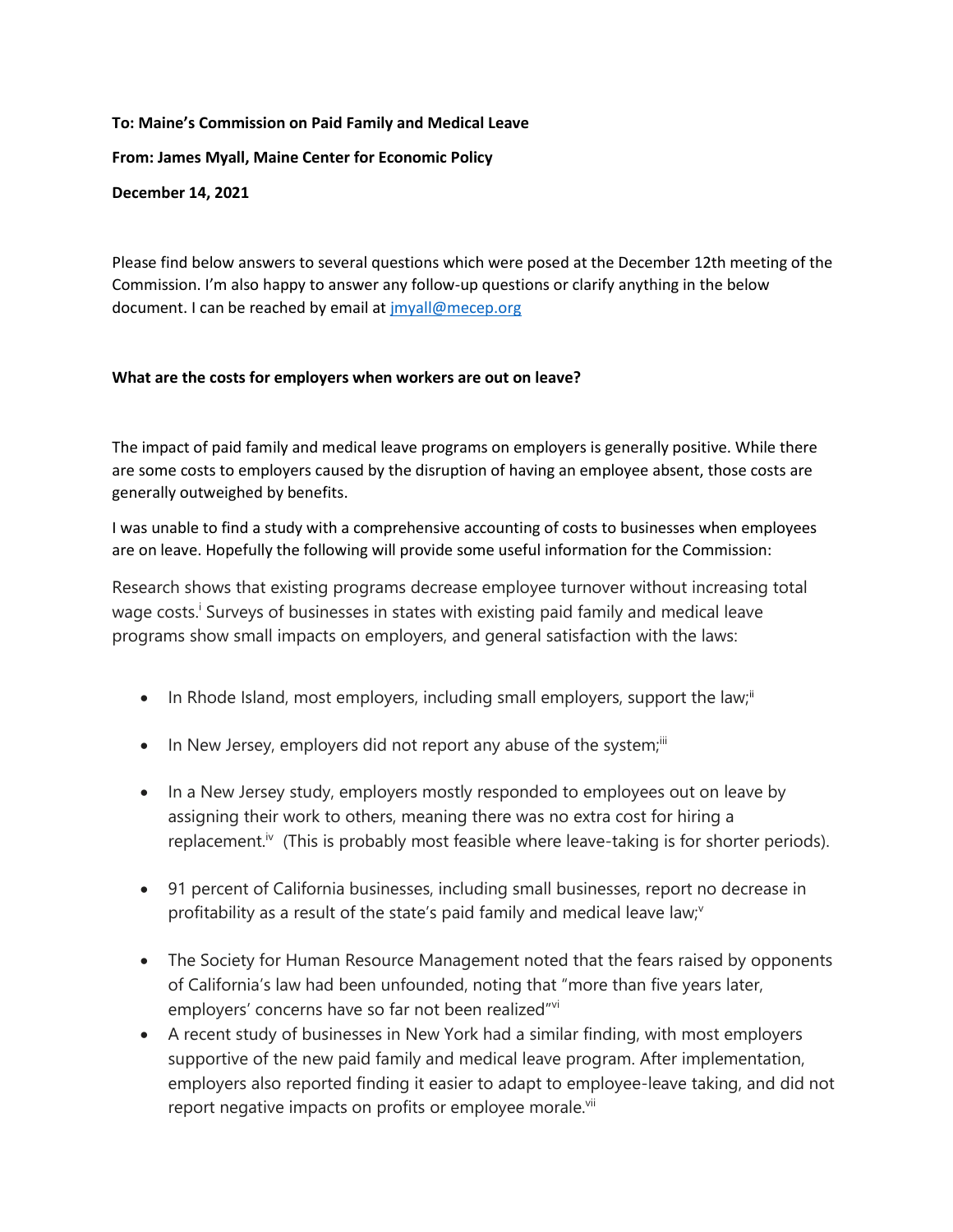**To: Maine's Commission on Paid Family and Medical Leave**

**From: James Myall, Maine Center for Economic Policy**

**December 14, 2021**

Please find below answers to several questions which were posed at the December 12th meeting of the Commission. I'm also happy to answer any follow-up questions or clarify anything in the below document. I can be reached by email at jmyall@mecep.org

**What are the costs for employers when workers are out on leave?**

The impact of paid family and medical leave programs on employers is generally positive. While there are some costs to employers caused by the disruption of having an employee absent, those costs are generally outweighed by benefits.

I was unable to find a study with a comprehensive accounting of costs to businesses when employees are on leave. Hopefully the following will provide some useful information for the Commission:

Research shows that existing programs decrease employee turnover without increasing total wage costs.[i] Surveys of businesses in states with existing paid family and medical leave programs show small impacts on employers, and general satisfaction with the laws:

- In Rhode Island, most employers, including small employers, support the law;[ii]
- In New Jersey, employers did not report any abuse of the system;[iii]
- In a New Jersey study, employers mostly responded to employees out on leave by assigning their work to others, meaning there was no extra cost for hiring a replacement.[iv] (This is probably most feasible where leave-taking is for shorter periods).
- 91 percent of California businesses, including small businesses, report no decrease in profitability as a result of the state's paid family and medical leave law;[v]
- The Society for Human Resource Management noted that the fears raised by opponents of California's law had been unfounded, noting that "more than five years later, employers' concerns have so far not been realized"[vi]
- A recent study of businesses in New York had a similar finding, with most employers supportive of the new paid family and medical leave program. After implementation, employers also reported finding it easier to adapt to employee-leave taking, and did not report negative impacts on profits or employee morale.[vii]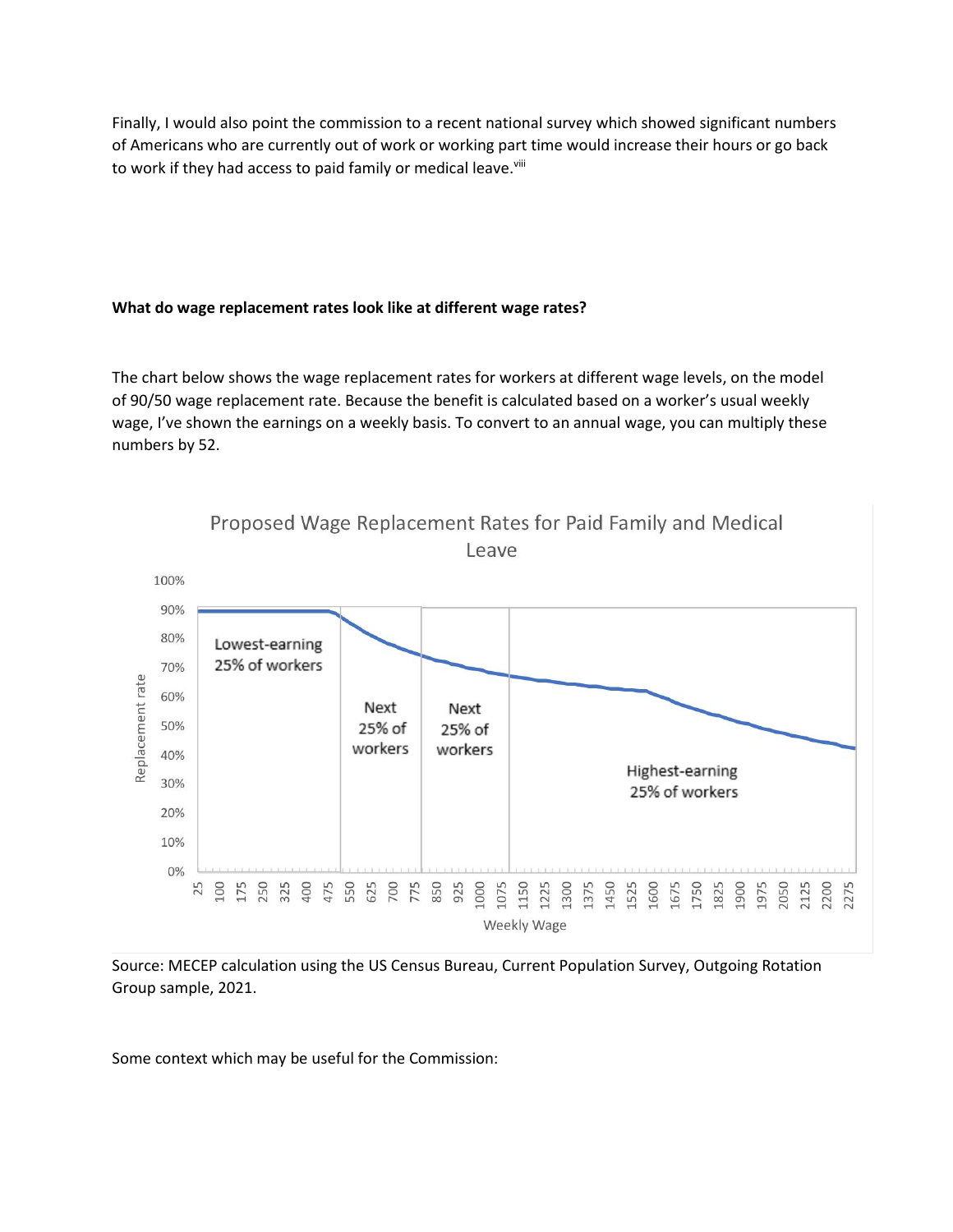Finally, I would also point the commission to a recent national survey which showed significant numbers of Americans who are currently out of work or working part time would increase their hours or go back to work if they had access to paid family or medical leave.[viii]

**What do wage replacement rates look like at different wage rates?**

The chart below shows the wage replacement rates for workers at different wage levels, on the model of 90/50 wage replacement rate. Because the benefit is calculated based on a worker's usual weekly wage, I've shown the earnings on a weekly basis. To convert to an annual wage, you can multiply these numbers by 52.

Proposed Wage Replacement Rates for Paid Family and Medical Leave

Source: MECEP calculation using the US Census Bureau, Current Population Survey, Outgoing Rotation Group sample, 2021.

Some context which may be useful for the Commission: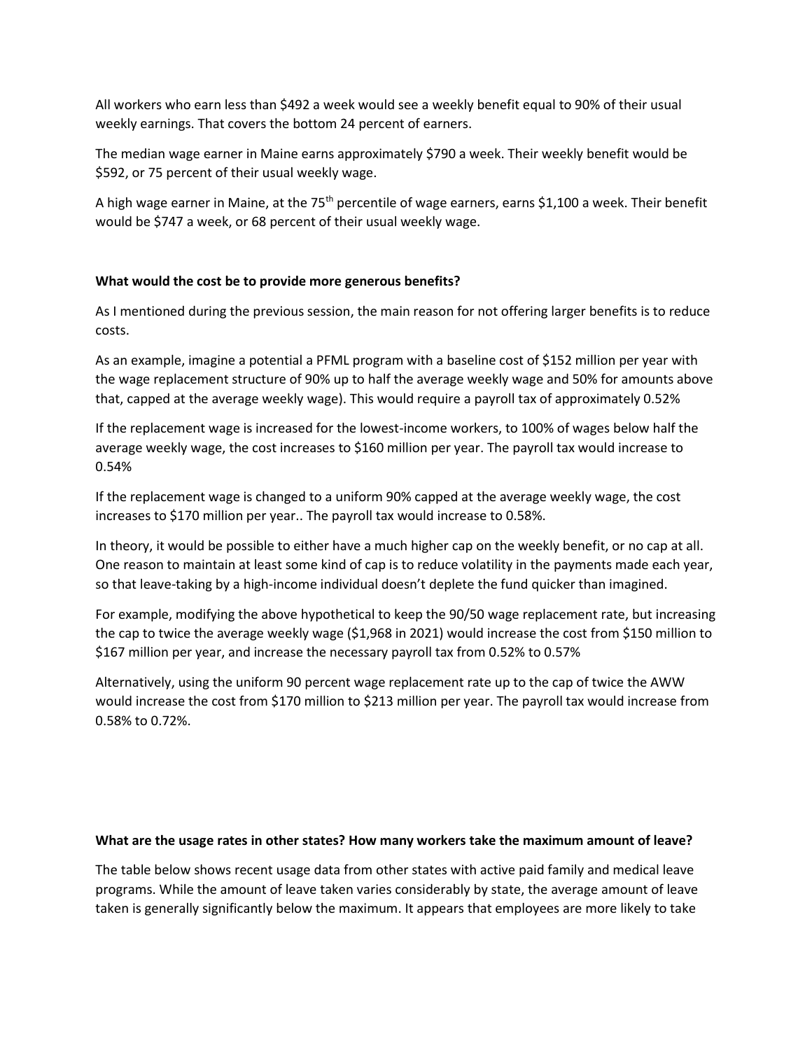All workers who earn less than $492 a week would see a weekly benefit equal to 90% of their usual weekly earnings. That covers the bottom 24 percent of earners.

The median wage earner in Maine earns approximately $790 a week. Their weekly benefit would be $592, or 75 percent of their usual weekly wage.

A high wage earner in Maine, at the 75th percentile of wage earners, earns $1,100 a week. Their benefit would be $747 a week, or 68 percent of their usual weekly wage.

**What would the cost be to provide more generous benefits?**

As I mentioned during the previous session, the main reason for not offering larger benefits is to reduce costs.

As an example, imagine a potential a PFML program with a baseline cost of $152 million per year with the wage replacement structure of 90% up to half the average weekly wage and 50% for amounts above that, capped at the average weekly wage). This would require a payroll tax of approximately 0.52%

If the replacement wage is increased for the lowest-income workers, to 100% of wages below half the average weekly wage, the cost increases to $160 million per year. The payroll tax would increase to 0.54%

If the replacement wage is changed to a uniform 90% capped at the average weekly wage, the cost increases to $170 million per year.. The payroll tax would increase to 0.58%.

In theory, it would be possible to either have a much higher cap on the weekly benefit, or no cap at all. One reason to maintain at least some kind of cap is to reduce volatility in the payments made each year, so that leave-taking by a high-income individual doesn't deplete the fund quicker than imagined.

For example, modifying the above hypothetical to keep the 90/50 wage replacement rate, but increasing the cap to twice the average weekly wage ($1,968 in 2021) would increase the cost from $150 million to $167 million per year, and increase the necessary payroll tax from 0.52% to 0.57%

Alternatively, using the uniform 90 percent wage replacement rate up to the cap of twice the AWW would increase the cost from $170 million to $213 million per year. The payroll tax would increase from 0.58% to 0.72%.

**What are the usage rates in other states? How many workers take the maximum amount of leave?**

The table below shows recent usage data from other states with active paid family and medical leave programs. While the amount of leave taken varies considerably by state, the average amount of leave taken is generally significantly below the maximum. It appears that employees are more likely to take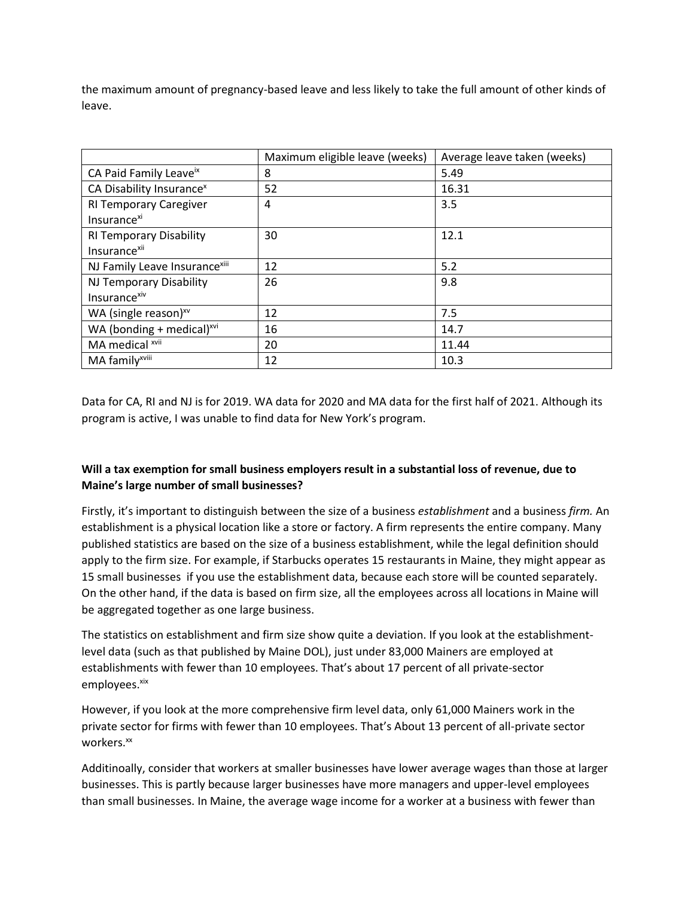the maximum amount of pregnancy-based leave and less likely to take the full amount of other kinds of leave.

| | Maximum eligible leave (weeks) | Average leave taken (weeks) |
|---|---|---|
| CA Paid Family Leave[ix] | 8 | 5.49 |
| CA Disability Insurance[x] | 52 | 16.31 |
| RI Temporary Caregiver Insurance[xi] | 4 | 3.5 |
| RI Temporary Disability Insurance[xii] | 30 | 12.1 |
| NJ Family Leave Insurance[xiii] | 12 | 5.2 |
| NJ Temporary Disability Insurance[xiv] | 26 | 9.8 |
| WA (single reason)[xv] | 12 | 7.5 |
| WA (bonding + medical)[xvi] | 16 | 14.7 |
| MA medical [xvii] | 20 | 11.44 |
| MA family[xviii] | 12 | 10.3 |

Data for CA, RI and NJ is for 2019. WA data for 2020 and MA data for the first half of 2021. Although its program is active, I was unable to find data for New York's program.

**Will a tax exemption for small business employers result in a substantial loss of revenue, due to Maine's large number of small businesses?**

Firstly, it's important to distinguish between the size of a business *establishment* and a business *firm.* An establishment is a physical location like a store or factory. A firm represents the entire company. Many published statistics are based on the size of a business establishment, while the legal definition should apply to the firm size. For example, if Starbucks operates 15 restaurants in Maine, they might appear as 15 small businesses  if you use the establishment data, because each store will be counted separately. On the other hand, if the data is based on firm size, all the employees across all locations in Maine will be aggregated together as one large business.

The statistics on establishment and firm size show quite a deviation. If you look at the establishment-level data (such as that published by Maine DOL), just under 83,000 Mainers are employed at establishments with fewer than 10 employees. That's about 17 percent of all private-sector employees.[xix]

However, if you look at the more comprehensive firm level data, only 61,000 Mainers work in the private sector for firms with fewer than 10 employees. That's About 13 percent of all-private sector workers.[xx]

Additinoally, consider that workers at smaller businesses have lower average wages than those at larger businesses. This is partly because larger businesses have more managers and upper-level employees than small businesses. In Maine, the average wage income for a worker at a business with fewer than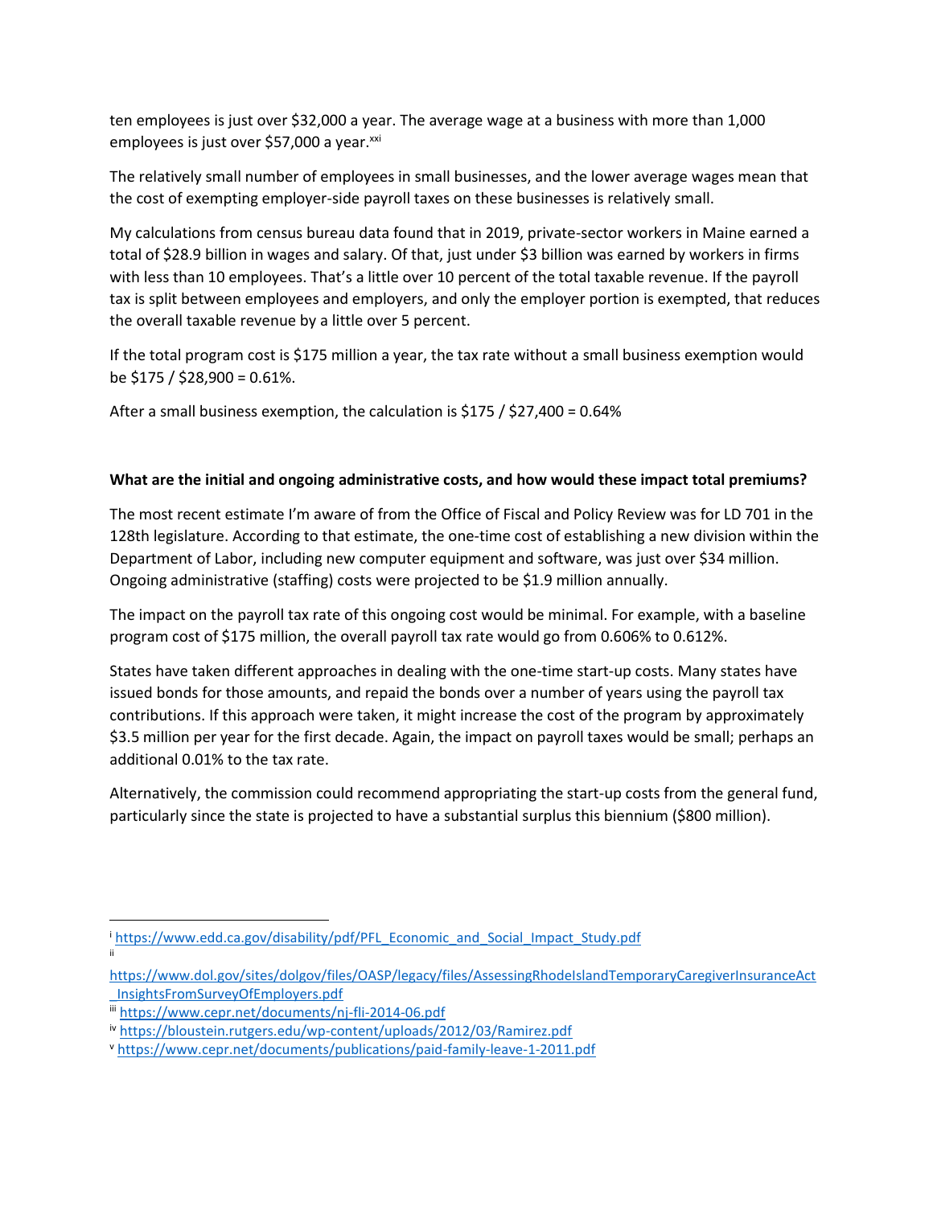ten employees is just over $32,000 a year. The average wage at a business with more than 1,000 employees is just over $57,000 a year.[xxi]

The relatively small number of employees in small businesses, and the lower average wages mean that the cost of exempting employer-side payroll taxes on these businesses is relatively small.

My calculations from census bureau data found that in 2019, private-sector workers in Maine earned a total of $28.9 billion in wages and salary. Of that, just under $3 billion was earned by workers in firms with less than 10 employees. That's a little over 10 percent of the total taxable revenue. If the payroll tax is split between employees and employers, and only the employer portion is exempted, that reduces the overall taxable revenue by a little over 5 percent.

If the total program cost is $175 million a year, the tax rate without a small business exemption would be $175 / $28,900 = 0.61%.

After a small business exemption, the calculation is $175 / $27,400 = 0.64%

**What are the initial and ongoing administrative costs, and how would these impact total premiums?**

The most recent estimate I'm aware of from the Office of Fiscal and Policy Review was for LD 701 in the 128th legislature. According to that estimate, the one-time cost of establishing a new division within the Department of Labor, including new computer equipment and software, was just over $34 million. Ongoing administrative (staffing) costs were projected to be $1.9 million annually.

The impact on the payroll tax rate of this ongoing cost would be minimal. For example, with a baseline program cost of $175 million, the overall payroll tax rate would go from 0.606% to 0.612%.

States have taken different approaches in dealing with the one-time start-up costs. Many states have issued bonds for those amounts, and repaid the bonds over a number of years using the payroll tax contributions. If this approach were taken, it might increase the cost of the program by approximately $3.5 million per year for the first decade. Again, the impact on payroll taxes would be small; perhaps an additional 0.01% to the tax rate.

Alternatively, the commission could recommend appropriating the start-up costs from the general fund, particularly since the state is projected to have a substantial surplus this biennium ($800 million).

---

[i] https://www.edd.ca.gov/disability/pdf/PFL_Economic_and_Social_Impact_Study.pdf

[ii] https://www.dol.gov/sites/dolgov/files/OASP/legacy/files/AssessingRhodeIslandTemporaryCaregiverInsuranceAct_InsightsFromSurveyOfEmployers.pdf

[iii] https://www.cepr.net/documents/nj-fli-2014-06.pdf

[iv] https://bloustein.rutgers.edu/wp-content/uploads/2012/03/Ramirez.pdf

[v] https://www.cepr.net/documents/publications/paid-family-leave-1-2011.pdf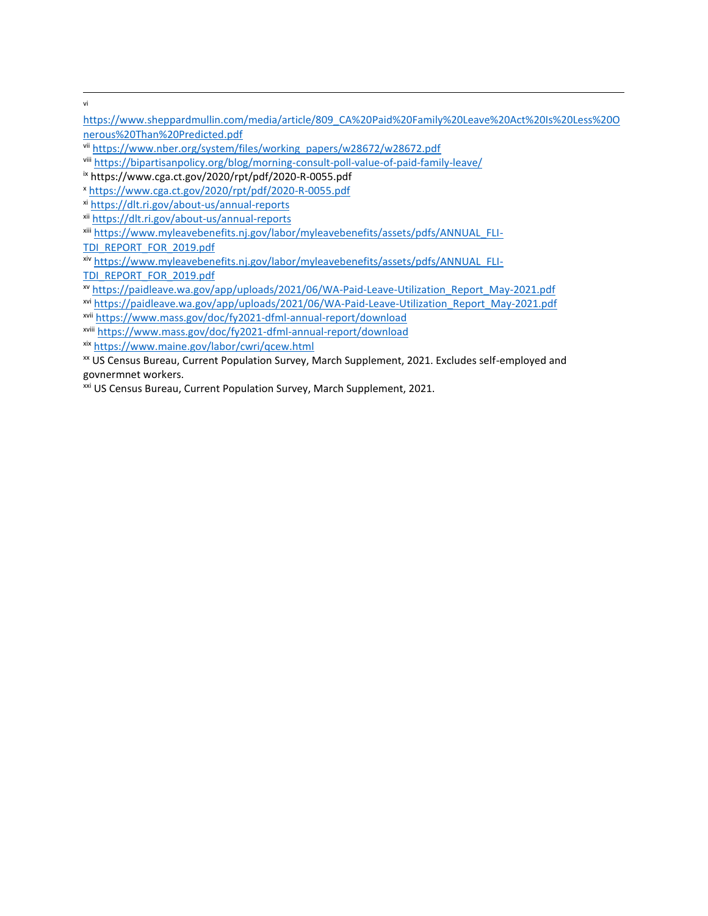[vi] https://www.sheppardmullin.com/media/article/809_CA%20Paid%20Family%20Leave%20Act%20Is%20Less%20Onerous%20Than%20Predicted.pdf

[vii] https://www.nber.org/system/files/working_papers/w28672/w28672.pdf

[viii] https://bipartisanpolicy.org/blog/morning-consult-poll-value-of-paid-family-leave/

[ix] https://www.cga.ct.gov/2020/rpt/pdf/2020-R-0055.pdf

[x] https://www.cga.ct.gov/2020/rpt/pdf/2020-R-0055.pdf

[xi] https://dlt.ri.gov/about-us/annual-reports

[xii] https://dlt.ri.gov/about-us/annual-reports

[xiii] https://www.myleavebenefits.nj.gov/labor/myleavebenefits/assets/pdfs/ANNUAL_FLI-TDI_REPORT_FOR_2019.pdf

[xiv] https://www.myleavebenefits.nj.gov/labor/myleavebenefits/assets/pdfs/ANNUAL_FLI-TDI_REPORT_FOR_2019.pdf

[xv] https://paidleave.wa.gov/app/uploads/2021/06/WA-Paid-Leave-Utilization_Report_May-2021.pdf

[xvi] https://paidleave.wa.gov/app/uploads/2021/06/WA-Paid-Leave-Utilization_Report_May-2021.pdf

[xvii] https://www.mass.gov/doc/fy2021-dfml-annual-report/download

[xviii] https://www.mass.gov/doc/fy2021-dfml-annual-report/download

[xix] https://www.maine.gov/labor/cwri/qcew.html

[xx] US Census Bureau, Current Population Survey, March Supplement, 2021. Excludes self-employed and govnermnet workers.

[xxi] US Census Bureau, Current Population Survey, March Supplement, 2021.